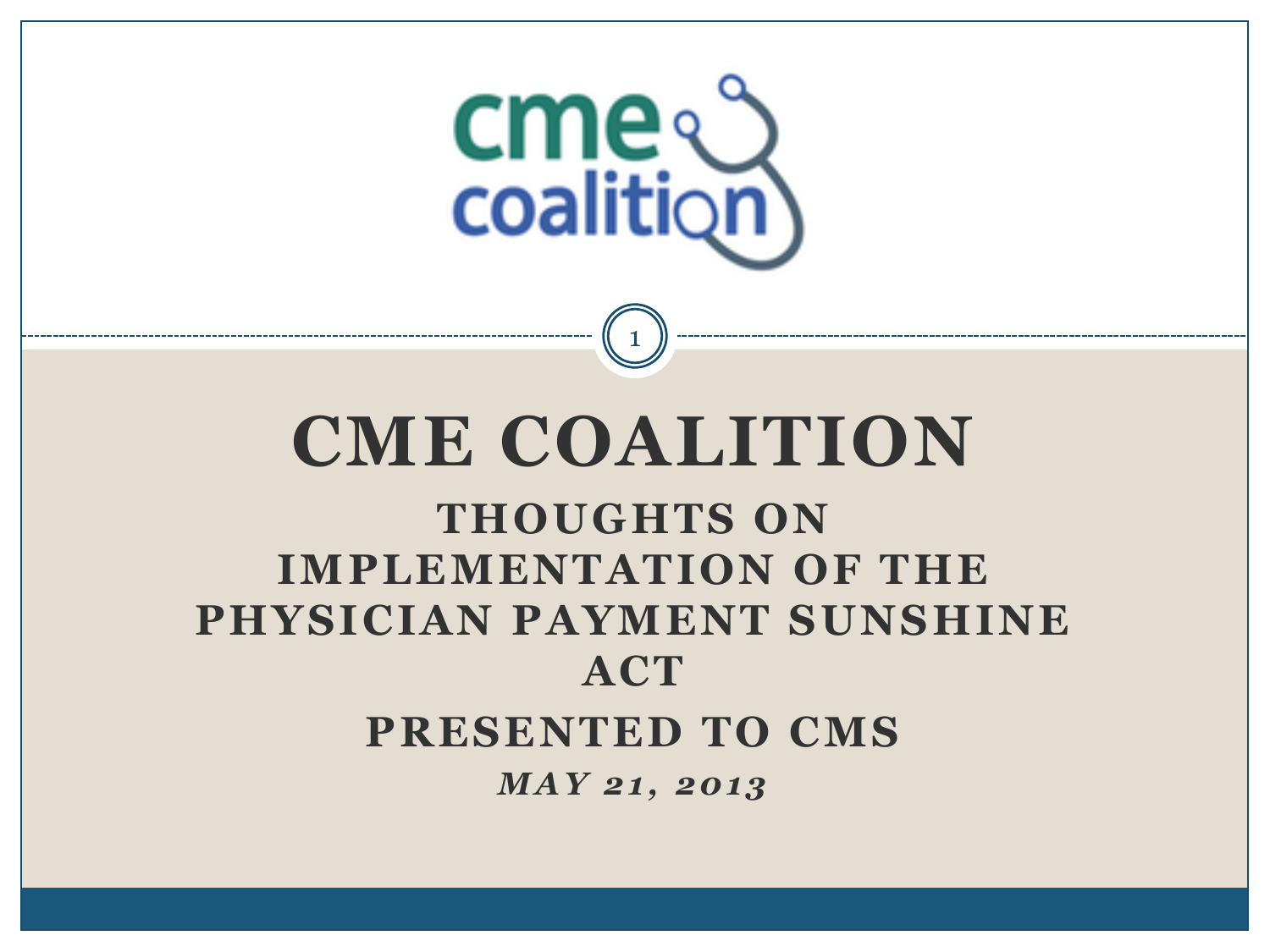# CME COALITION

## THOUGHTS ON IMPLEMENTATION OF THE PHYSICIAN PAYMENT SUNSHINE ACT

## PRESENTED TO CMS

*MAY 21, 2013*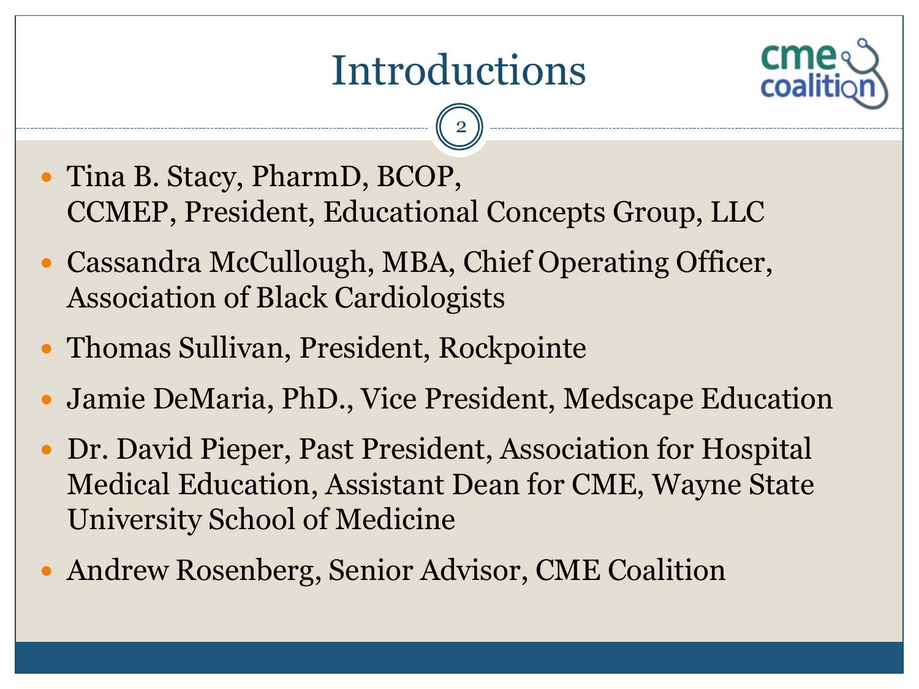# Introductions

- Tina B. Stacy, PharmD, BCOP, CCMEP, President, Educational Concepts Group, LLC
- Cassandra McCullough, MBA, Chief Operating Officer, Association of Black Cardiologists
- Thomas Sullivan, President, Rockpointe
- Jamie DeMaria, PhD., Vice President, Medscape Education
- Dr. David Pieper, Past President, Association for Hospital Medical Education, Assistant Dean for CME, Wayne State University School of Medicine
- Andrew Rosenberg, Senior Advisor, CME Coalition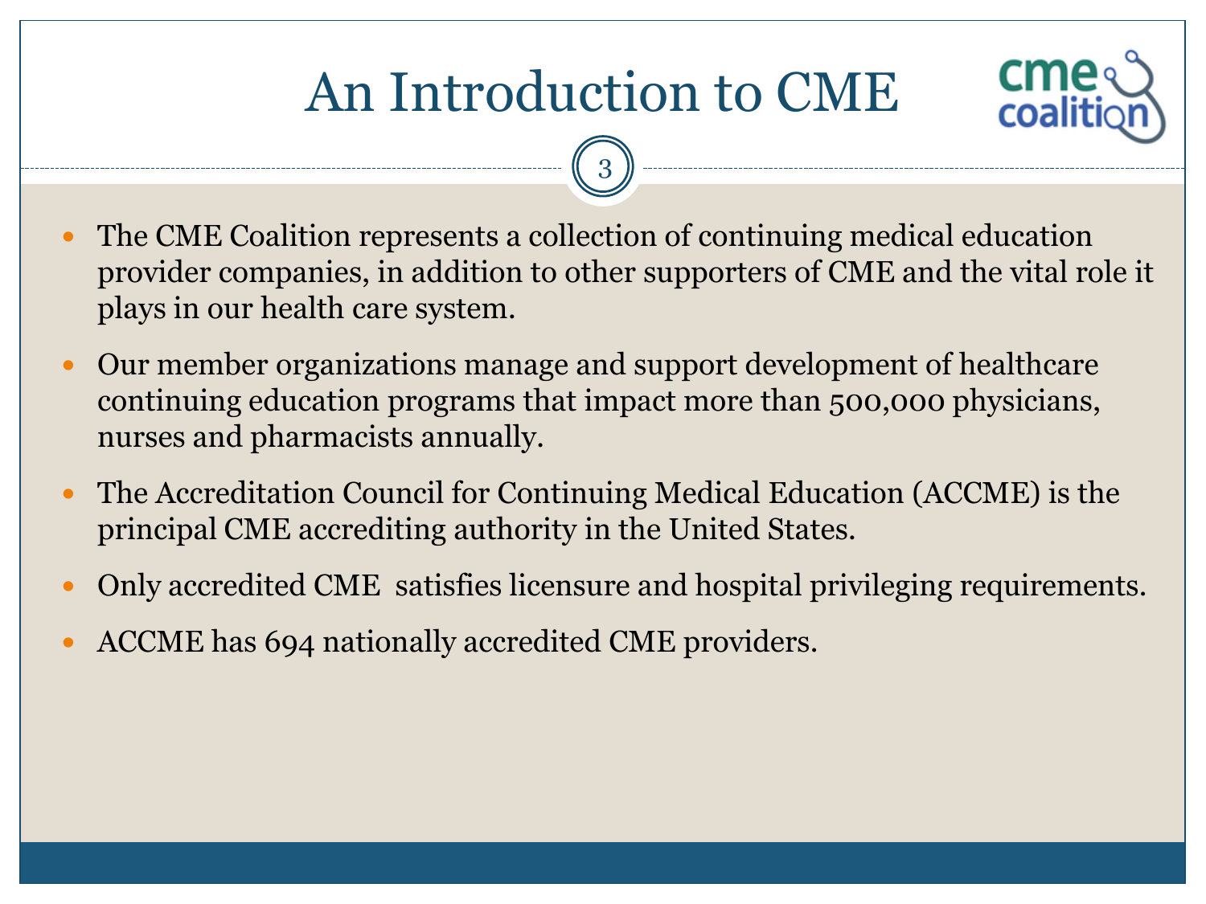# An Introduction to CME

- The CME Coalition represents a collection of continuing medical education provider companies, in addition to other supporters of CME and the vital role it plays in our health care system.
- Our member organizations manage and support development of healthcare continuing education programs that impact more than 500,000 physicians, nurses and pharmacists annually.
- The Accreditation Council for Continuing Medical Education (ACCME) is the principal CME accrediting authority in the United States.
- Only accredited CME satisfies licensure and hospital privileging requirements.
- ACCME has 694 nationally accredited CME providers.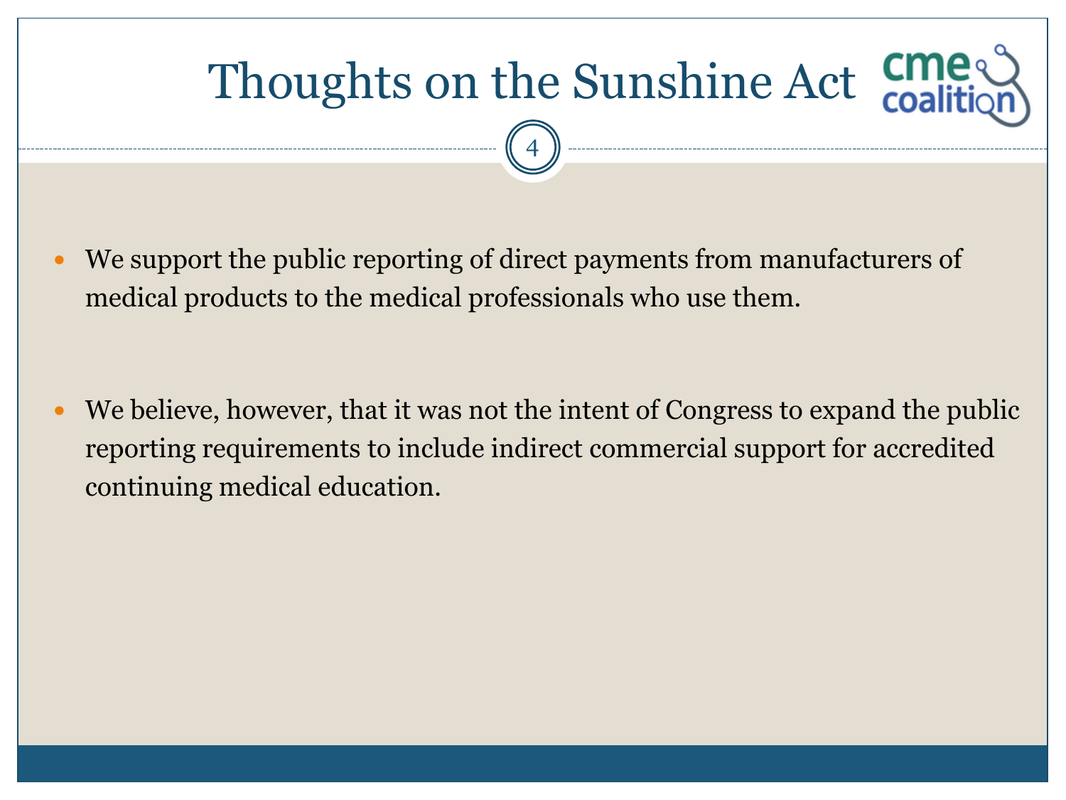# Thoughts on the Sunshine Act

- We support the public reporting of direct payments from manufacturers of medical products to the medical professionals who use them.

- We believe, however, that it was not the intent of Congress to expand the public reporting requirements to include indirect commercial support for accredited continuing medical education.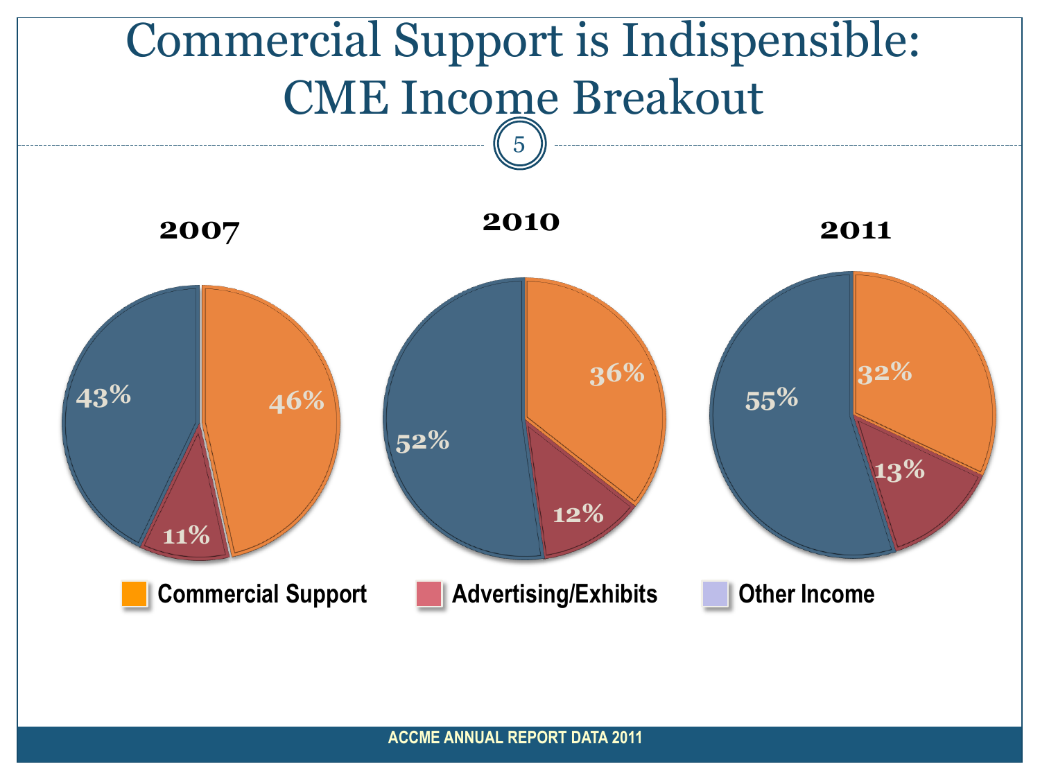# Commercial Support is Indispensible: CME Income Breakout

2007

43%

46%

11%

2010

36%

52%

12%

2011

32%

55%

13%

Commercial Support

Advertising/Exhibits

Other Income

ACCME ANNUAL REPORT DATA 2011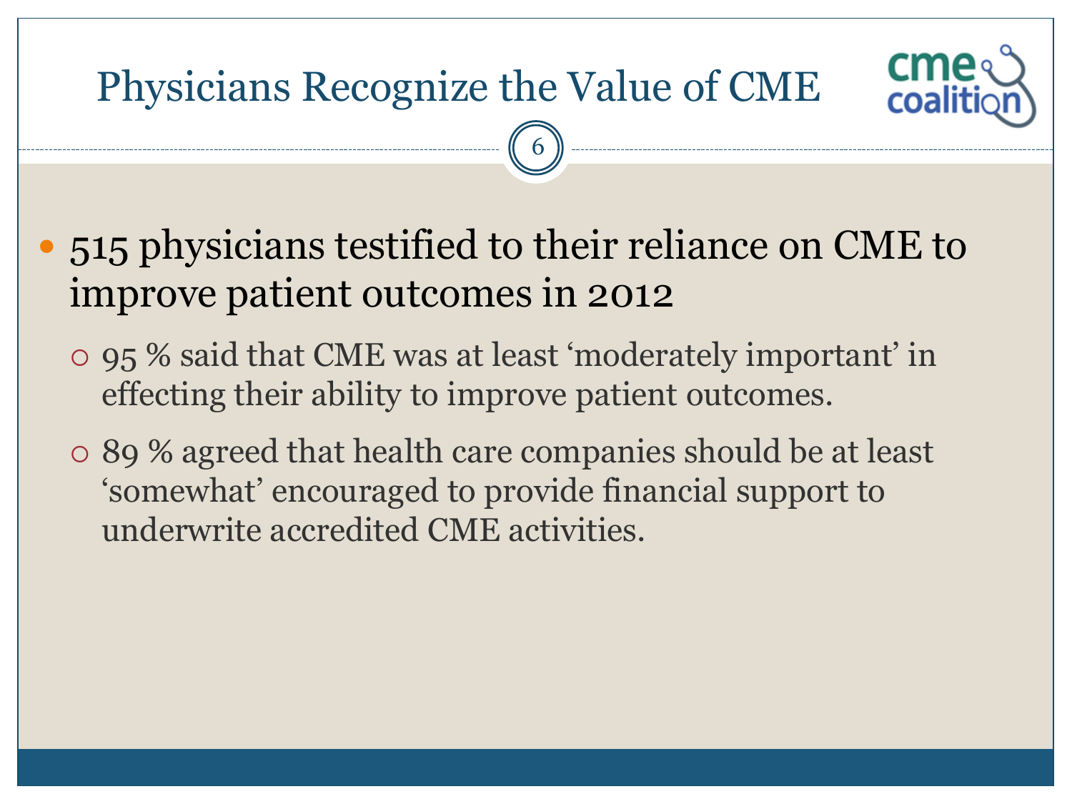# Physicians Recognize the Value of CME

- 515 physicians testified to their reliance on CME to improve patient outcomes in 2012
  - 95 % said that CME was at least 'moderately important' in effecting their ability to improve patient outcomes.
  - 89 % agreed that health care companies should be at least 'somewhat' encouraged to provide financial support to underwrite accredited CME activities.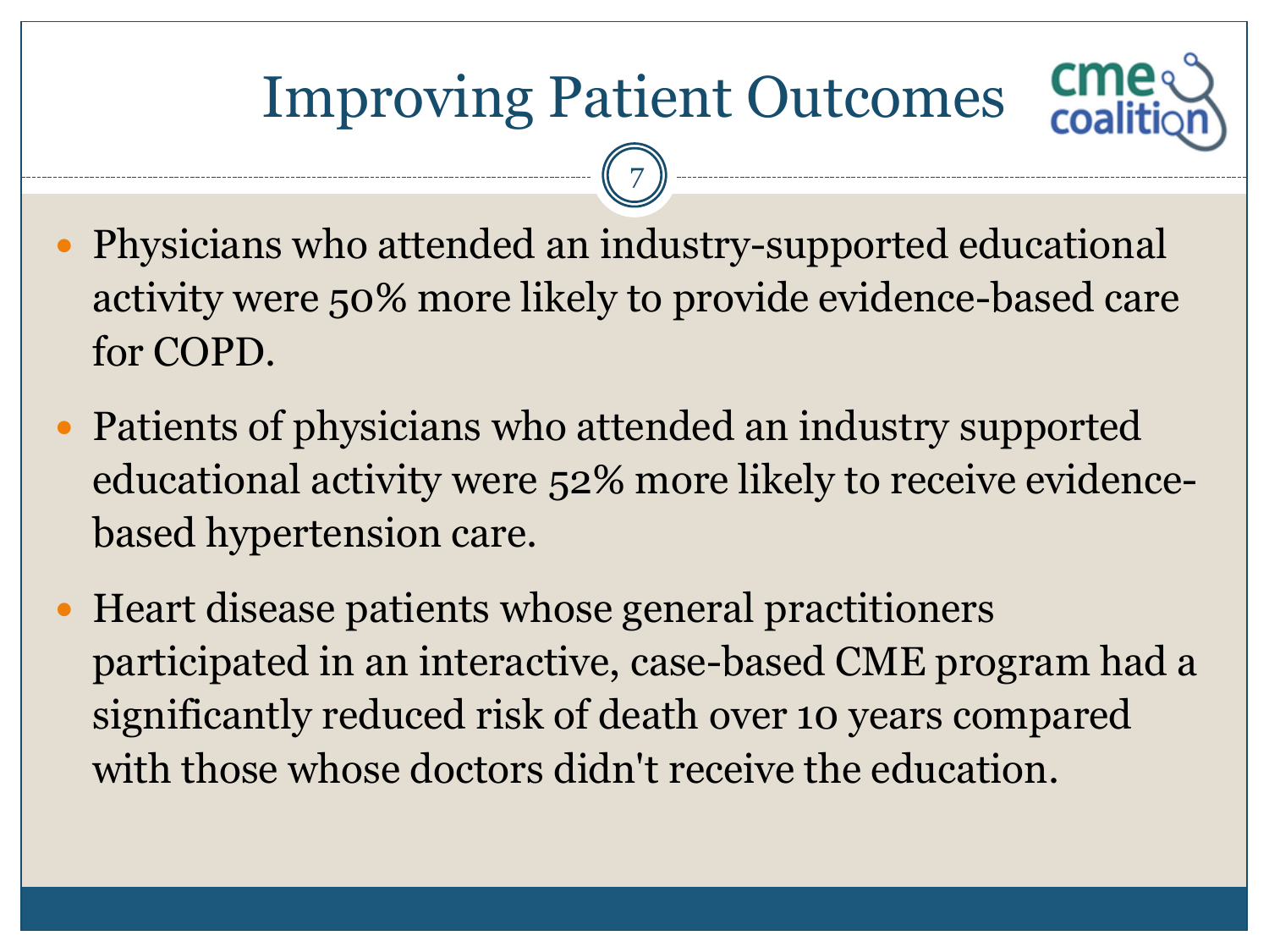# Improving Patient Outcomes

- Physicians who attended an industry-supported educational activity were 50% more likely to provide evidence-based care for COPD.
- Patients of physicians who attended an industry supported educational activity were 52% more likely to receive evidence-based hypertension care.
- Heart disease patients whose general practitioners participated in an interactive, case-based CME program had a significantly reduced risk of death over 10 years compared with those whose doctors didn't receive the education.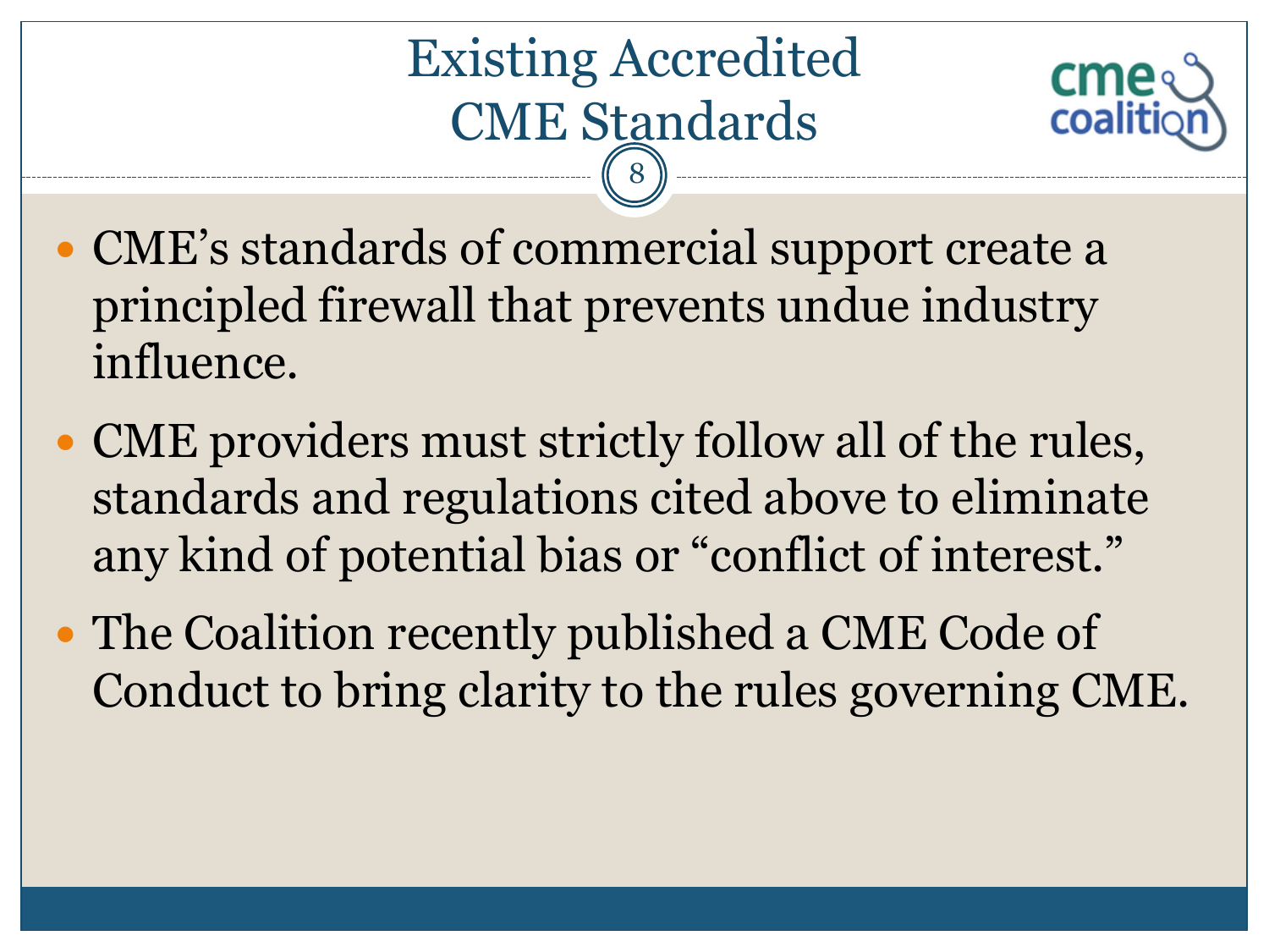# Existing Accredited CME Standards

- CME's standards of commercial support create a principled firewall that prevents undue industry influence.
- CME providers must strictly follow all of the rules, standards and regulations cited above to eliminate any kind of potential bias or "conflict of interest."
- The Coalition recently published a CME Code of Conduct to bring clarity to the rules governing CME.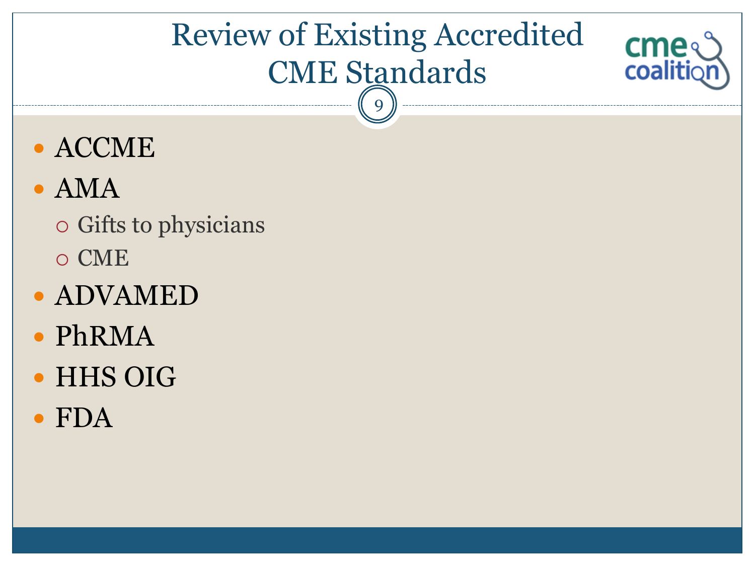# Review of Existing Accredited CME Standards

- ACCME
- AMA
  - Gifts to physicians
  - CME
- ADVAMED
- PhRMA
- HHS OIG
- FDA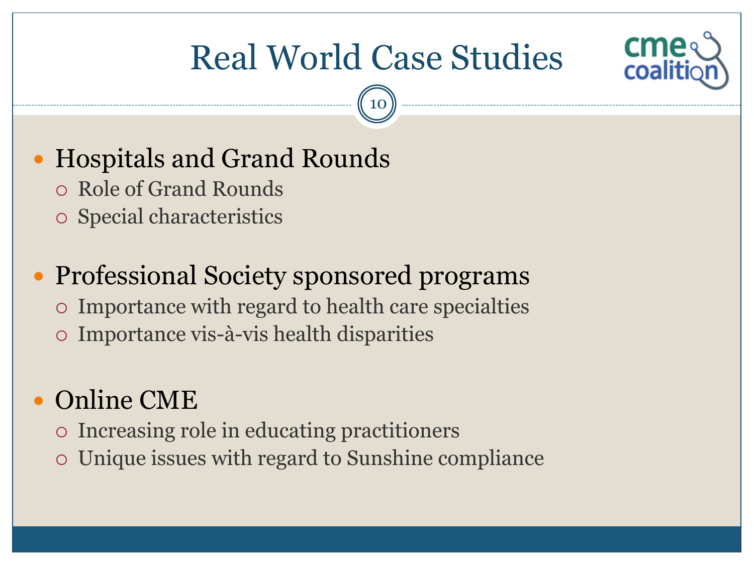# Real World Case Studies

- Hospitals and Grand Rounds
  - Role of Grand Rounds
  - Special characteristics

- Professional Society sponsored programs
  - Importance with regard to health care specialties
  - Importance vis-à-vis health disparities

- Online CME
  - Increasing role in educating practitioners
  - Unique issues with regard to Sunshine compliance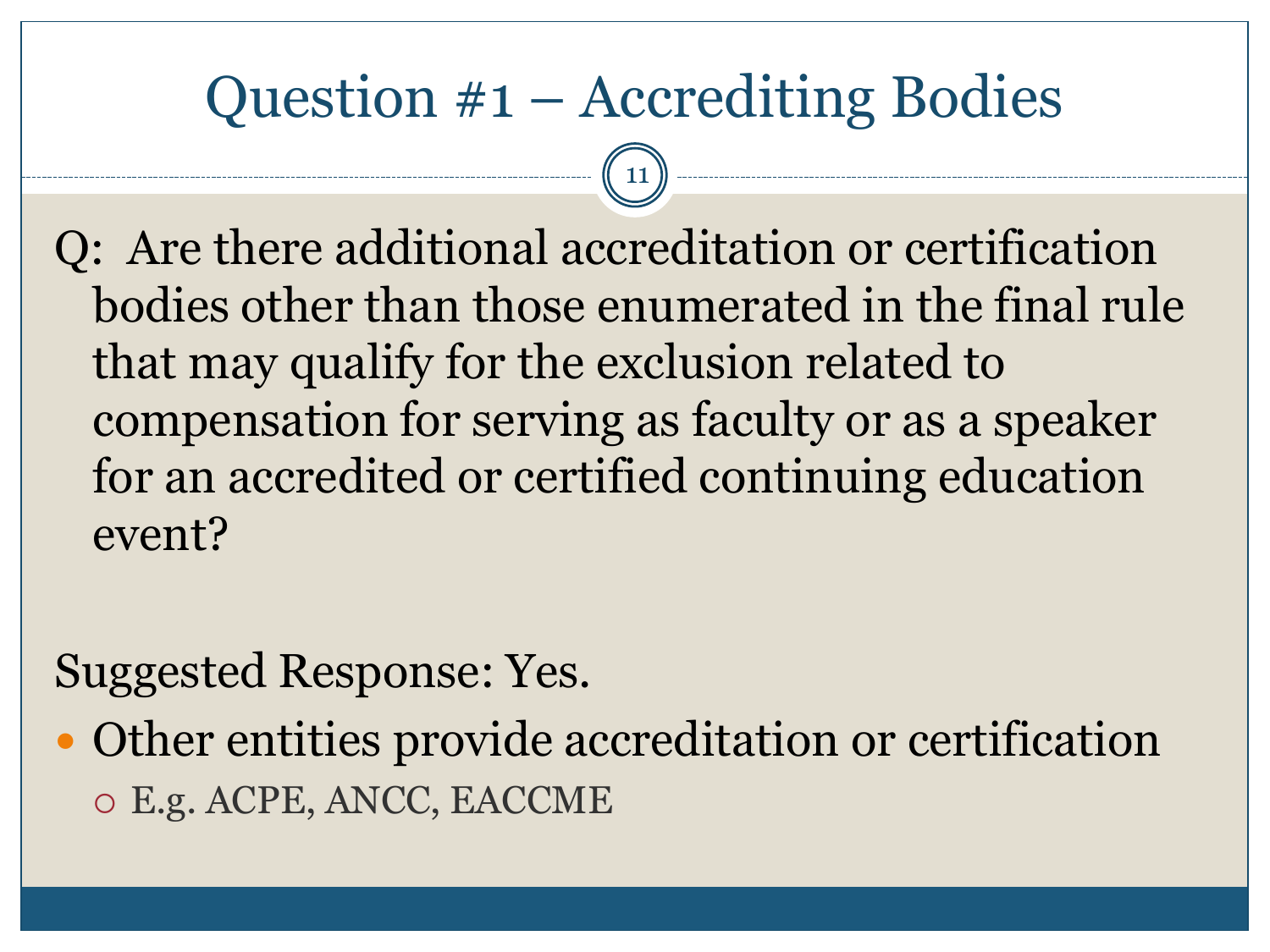# Question #1 – Accrediting Bodies

Q: Are there additional accreditation or certification bodies other than those enumerated in the final rule that may qualify for the exclusion related to compensation for serving as faculty or as a speaker for an accredited or certified continuing education event?

Suggested Response: Yes.

- Other entities provide accreditation or certification
  - E.g. ACPE, ANCC, EACCME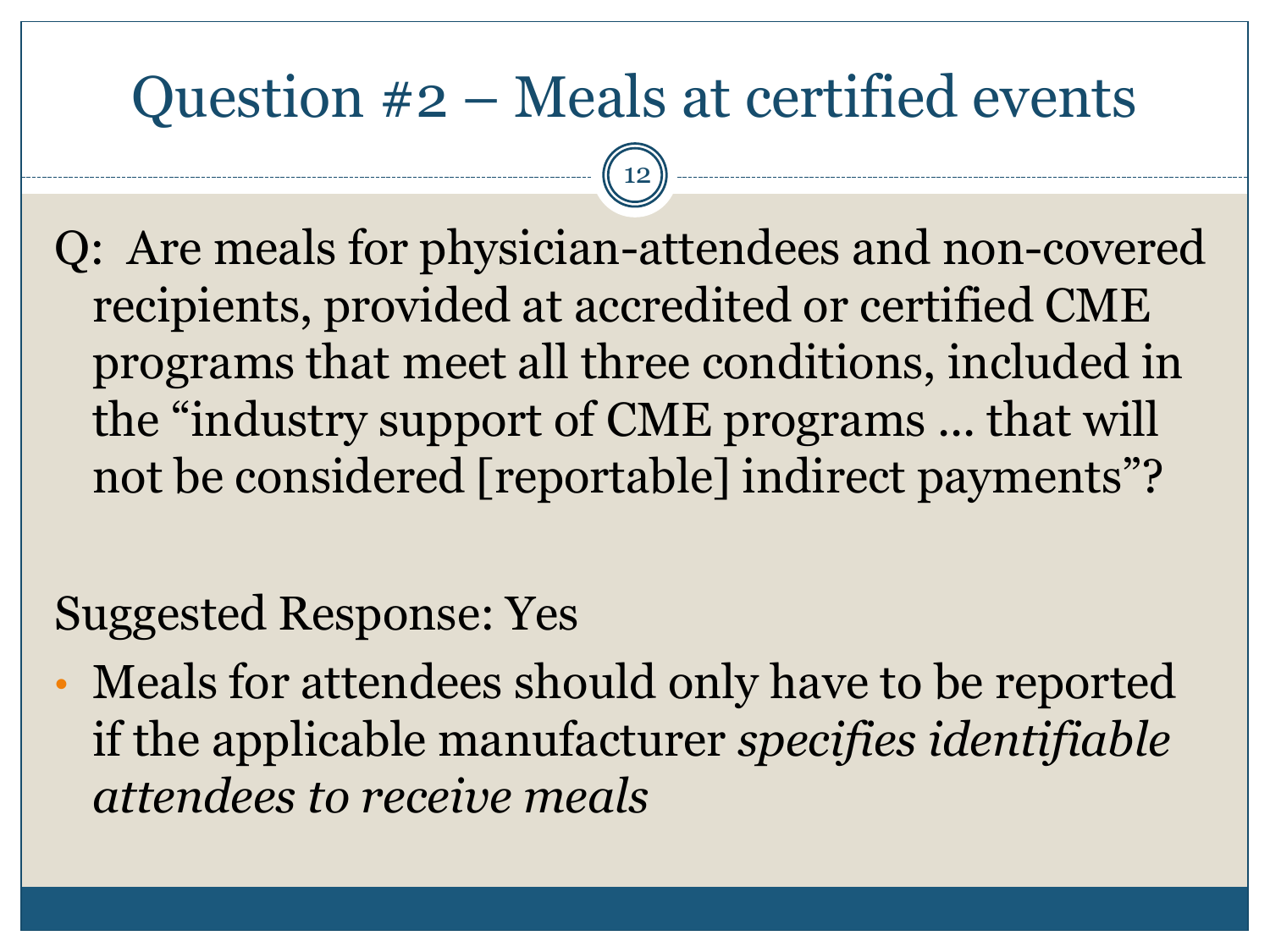# Question #2 – Meals at certified events

Q: Are meals for physician-attendees and non-covered recipients, provided at accredited or certified CME programs that meet all three conditions, included in the "industry support of CME programs … that will not be considered [reportable] indirect payments"?

Suggested Response: Yes

- Meals for attendees should only have to be reported if the applicable manufacturer *specifies identifiable attendees to receive meals*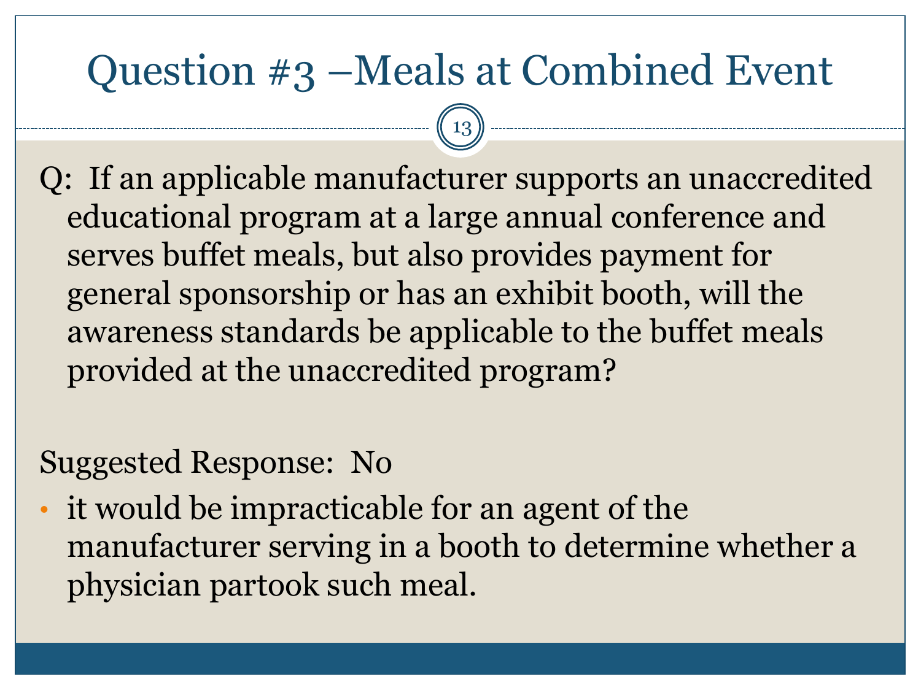# Question #3 –Meals at Combined Event

Q: If an applicable manufacturer supports an unaccredited educational program at a large annual conference and serves buffet meals, but also provides payment for general sponsorship or has an exhibit booth, will the awareness standards be applicable to the buffet meals provided at the unaccredited program?

Suggested Response: No

- it would be impracticable for an agent of the manufacturer serving in a booth to determine whether a physician partook such meal.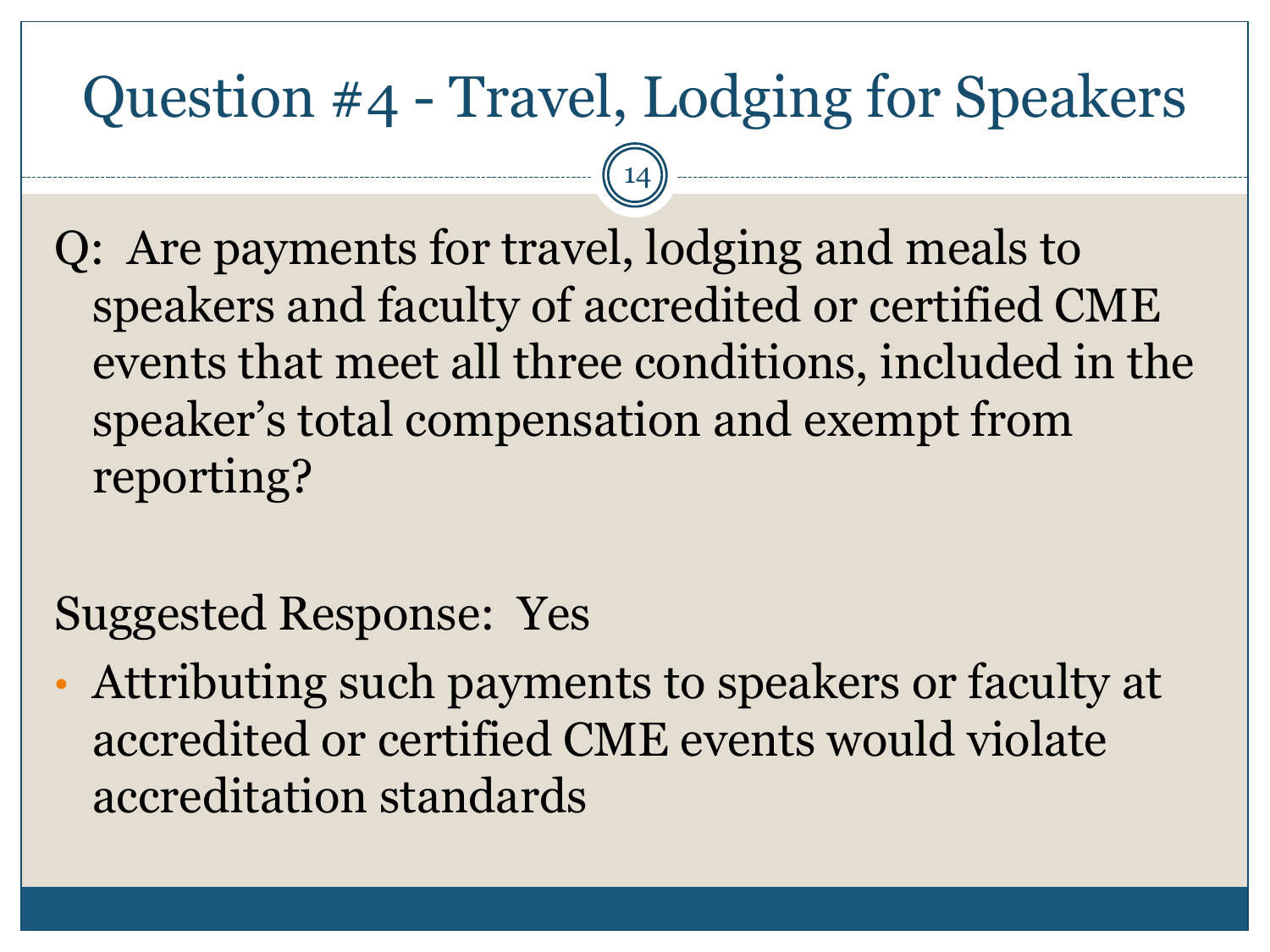# Question #4 - Travel, Lodging for Speakers

Q: Are payments for travel, lodging and meals to speakers and faculty of accredited or certified CME events that meet all three conditions, included in the speaker's total compensation and exempt from reporting?

Suggested Response: Yes

- Attributing such payments to speakers or faculty at accredited or certified CME events would violate accreditation standards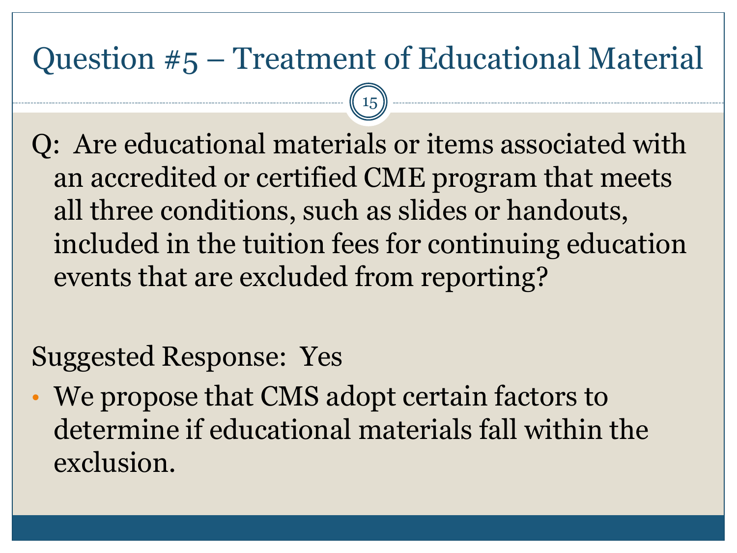# Question #5 – Treatment of Educational Material

Q: Are educational materials or items associated with an accredited or certified CME program that meets all three conditions, such as slides or handouts, included in the tuition fees for continuing education events that are excluded from reporting?

Suggested Response: Yes

- We propose that CMS adopt certain factors to determine if educational materials fall within the exclusion.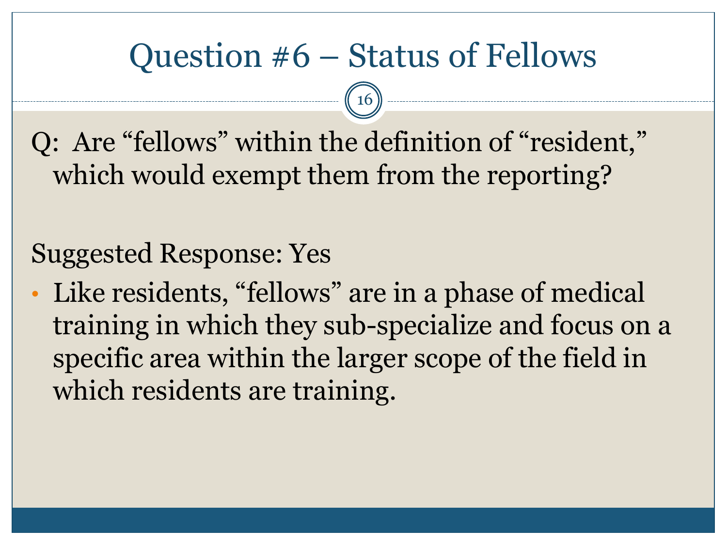# Question #6 – Status of Fellows

Q: Are "fellows" within the definition of "resident," which would exempt them from the reporting?

Suggested Response: Yes

- Like residents, "fellows" are in a phase of medical training in which they sub-specialize and focus on a specific area within the larger scope of the field in which residents are training.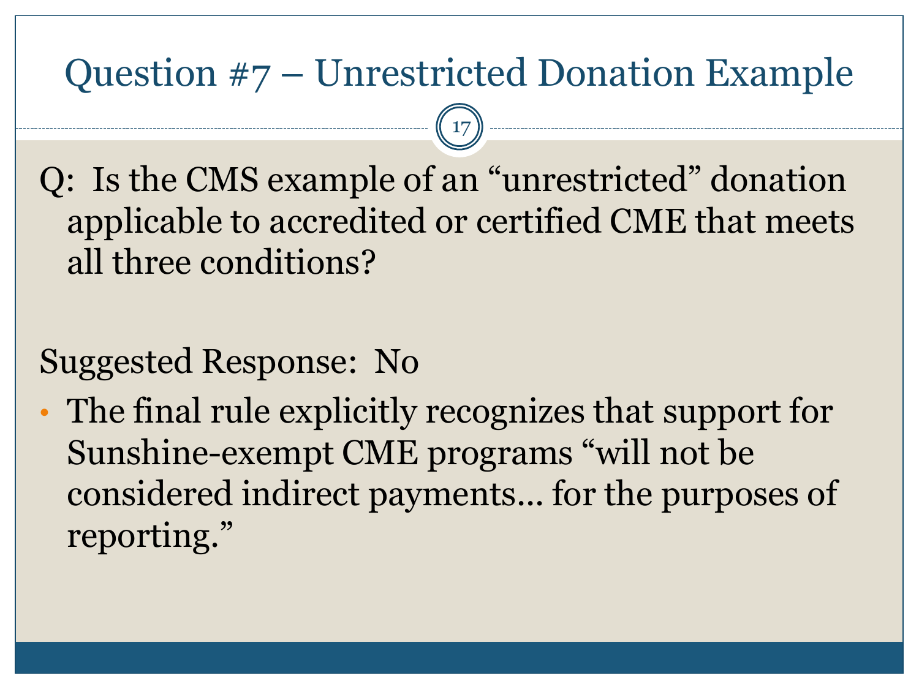# Question #7 – Unrestricted Donation Example

Q: Is the CMS example of an "unrestricted" donation applicable to accredited or certified CME that meets all three conditions?

Suggested Response: No

- The final rule explicitly recognizes that support for Sunshine-exempt CME programs "will not be considered indirect payments… for the purposes of reporting."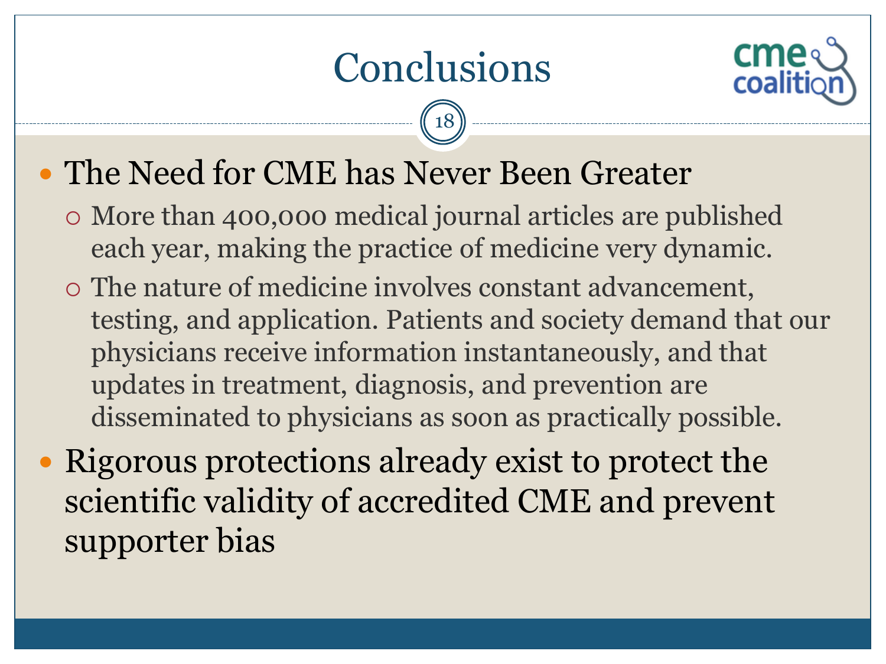# Conclusions

- The Need for CME has Never Been Greater
  - More than 400,000 medical journal articles are published each year, making the practice of medicine very dynamic.
  - The nature of medicine involves constant advancement, testing, and application. Patients and society demand that our physicians receive information instantaneously, and that updates in treatment, diagnosis, and prevention are disseminated to physicians as soon as practically possible.
- Rigorous protections already exist to protect the scientific validity of accredited CME and prevent supporter bias